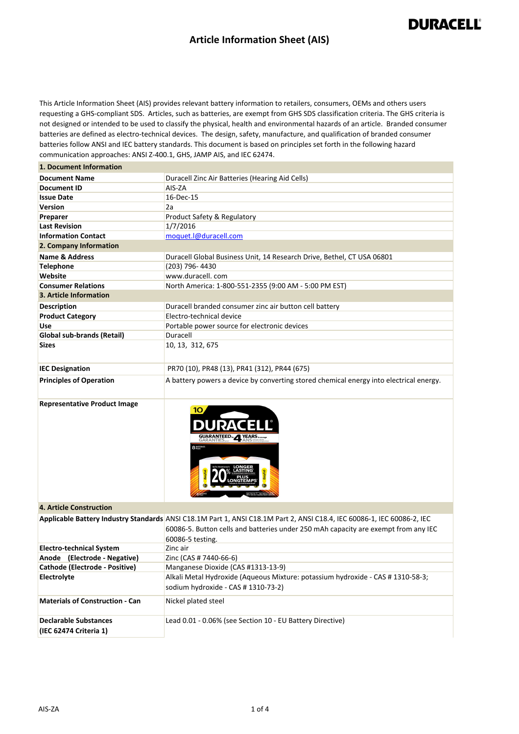# Article Information Sheet (AIS)

This Article Information Sheet (AIS) provides relevant battery information to retailers, consumers, OEMs and others users requesting a GHS-compliant SDS. Articles, such as batteries, are exempt from GHS SDS classification criteria. The GHS criteria is not designed or intended to be used to classify the physical, health and environmental hazards of an article. Branded consumer batteries are defined as electro-technical devices. The design, safety, manufacture, and qualification of branded consumer batteries follow ANSI and IEC battery standards. This document is based on principles set forth in the following hazard communication approaches: ANSI Z-400.1, GHS, JAMP AIS, and IEC 62474.

| **1. Document Information** | |
|---|---|
| **Document Name** | Duracell Zinc Air Batteries (Hearing Aid Cells) |
| **Document ID** | AIS-ZA |
| **Issue Date** | 16-Dec-15 |
| **Version** | 2a |
| **Preparer** | Product Safety & Regulatory |
| **Last Revision** | 1/7/2016 |
| **Information Contact** | moquet.l@duracell.com |
| **2. Company Information** | |
| **Name & Address** | Duracell Global Business Unit, 14 Research Drive, Bethel, CT USA 06801 |
| **Telephone** | (203) 796- 4430 |
| **Website** | www.duracell. com |
| **Consumer Relations** | North America: 1-800-551-2355 (9:00 AM - 5:00 PM EST) |
| **3. Article Information** | |
| **Description** | Duracell branded consumer zinc air button cell battery |
| **Product Category** | Electro-technical device |
| **Use** | Portable power source for electronic devices |
| **Global sub-brands (Retail)** | Duracell |
| **Sizes** | 10, 13, 312, 675 |
| **IEC Designation** | PR70 (10), PR48 (13), PR41 (312), PR44 (675) |
| **Principles of Operation** | A battery powers a device by converting stored chemical energy into electrical energy. |
| **Representative Product Image** | |
| **4. Article Construction** | |
| **Applicable Battery Industry Standards** | ANSI C18.1M Part 1, ANSI C18.1M Part 2, ANSI C18.4, IEC 60086-1, IEC 60086-2, IEC 60086-5. Button cells and batteries under 250 mAh capacity are exempt from any IEC 60086-5 testing. |
| **Electro-technical System** | Zinc air |
| **Anode (Electrode - Negative)** | Zinc (CAS # 7440-66-6) |
| **Cathode (Electrode - Positive)** | Manganese Dioxide (CAS #1313-13-9) |
| **Electrolyte** | Alkali Metal Hydroxide (Aqueous Mixture: potassium hydroxide - CAS # 1310-58-3; sodium hydroxide - CAS # 1310-73-2) |
| **Materials of Construction - Can** | Nickel plated steel |
| **Declarable Substances (IEC 62474 Criteria 1)** | Lead 0.01 - 0.06% (see Section 10 - EU Battery Directive) |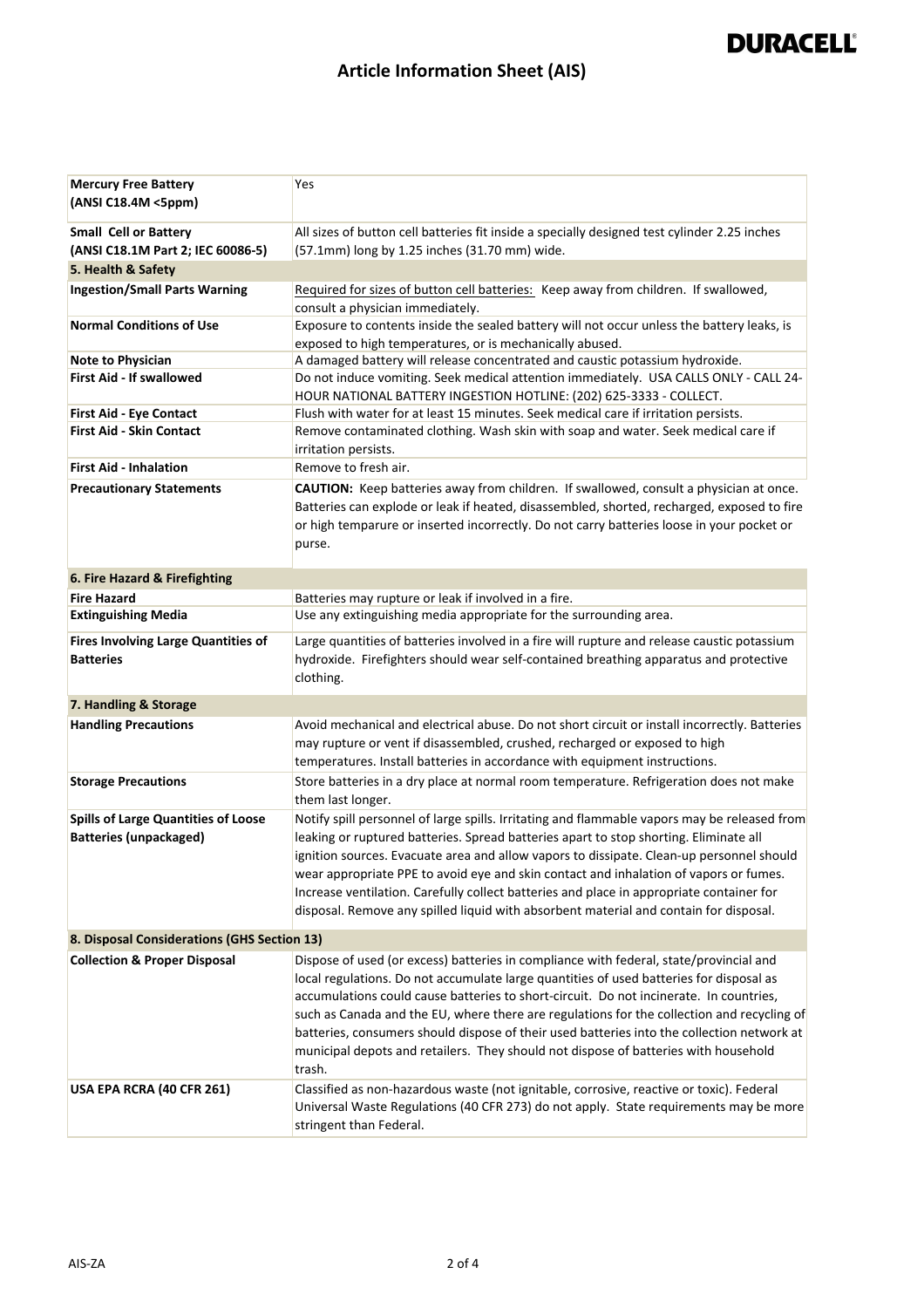| | |
|---|---|
| **Mercury Free Battery (ANSI C18.4M <5ppm)** | Yes |
| **Small Cell or Battery (ANSI C18.1M Part 2; IEC 60086-5)** | All sizes of button cell batteries fit inside a specially designed test cylinder 2.25 inches (57.1mm) long by 1.25 inches (31.70 mm) wide. |
| **5. Health & Safety** | |
| **Ingestion/Small Parts Warning** | Required for sizes of button cell batteries: Keep away from children. If swallowed, consult a physician immediately. |
| **Normal Conditions of Use** | Exposure to contents inside the sealed battery will not occur unless the battery leaks, is exposed to high temperatures, or is mechanically abused. |
| **Note to Physician** | A damaged battery will release concentrated and caustic potassium hydroxide. |
| **First Aid - If swallowed** | Do not induce vomiting. Seek medical attention immediately. USA CALLS ONLY - CALL 24-HOUR NATIONAL BATTERY INGESTION HOTLINE: (202) 625-3333 - COLLECT. |
| **First Aid - Eye Contact** | Flush with water for at least 15 minutes. Seek medical care if irritation persists. |
| **First Aid - Skin Contact** | Remove contaminated clothing. Wash skin with soap and water. Seek medical care if irritation persists. |
| **First Aid - Inhalation** | Remove to fresh air. |
| **Precautionary Statements** | **CAUTION:** Keep batteries away from children. If swallowed, consult a physician at once. Batteries can explode or leak if heated, disassembled, shorted, recharged, exposed to fire or high temparure or inserted incorrectly. Do not carry batteries loose in your pocket or purse. |
| **6. Fire Hazard & Firefighting** | |
| **Fire Hazard** | Batteries may rupture or leak if involved in a fire. |
| **Extinguishing Media** | Use any extinguishing media appropriate for the surrounding area. |
| **Fires Involving Large Quantities of Batteries** | Large quantities of batteries involved in a fire will rupture and release caustic potassium hydroxide. Firefighters should wear self-contained breathing apparatus and protective clothing. |
| **7. Handling & Storage** | |
| **Handling Precautions** | Avoid mechanical and electrical abuse. Do not short circuit or install incorrectly. Batteries may rupture or vent if disassembled, crushed, recharged or exposed to high temperatures. Install batteries in accordance with equipment instructions. |
| **Storage Precautions** | Store batteries in a dry place at normal room temperature. Refrigeration does not make them last longer. |
| **Spills of Large Quantities of Loose Batteries (unpackaged)** | Notify spill personnel of large spills. Irritating and flammable vapors may be released from leaking or ruptured batteries. Spread batteries apart to stop shorting. Eliminate all ignition sources. Evacuate area and allow vapors to dissipate. Clean-up personnel should wear appropriate PPE to avoid eye and skin contact and inhalation of vapors or fumes. Increase ventilation. Carefully collect batteries and place in appropriate container for disposal. Remove any spilled liquid with absorbent material and contain for disposal. |
| **8. Disposal Considerations (GHS Section 13)** | |
| **Collection & Proper Disposal** | Dispose of used (or excess) batteries in compliance with federal, state/provincial and local regulations. Do not accumulate large quantities of used batteries for disposal as accumulations could cause batteries to short-circuit. Do not incinerate. In countries, such as Canada and the EU, where there are regulations for the collection and recycling of batteries, consumers should dispose of their used batteries into the collection network at municipal depots and retailers. They should not dispose of batteries with household trash. |
| **USA EPA RCRA (40 CFR 261)** | Classified as non-hazardous waste (not ignitable, corrosive, reactive or toxic). Federal Universal Waste Regulations (40 CFR 273) do not apply. State requirements may be more stringent than Federal. |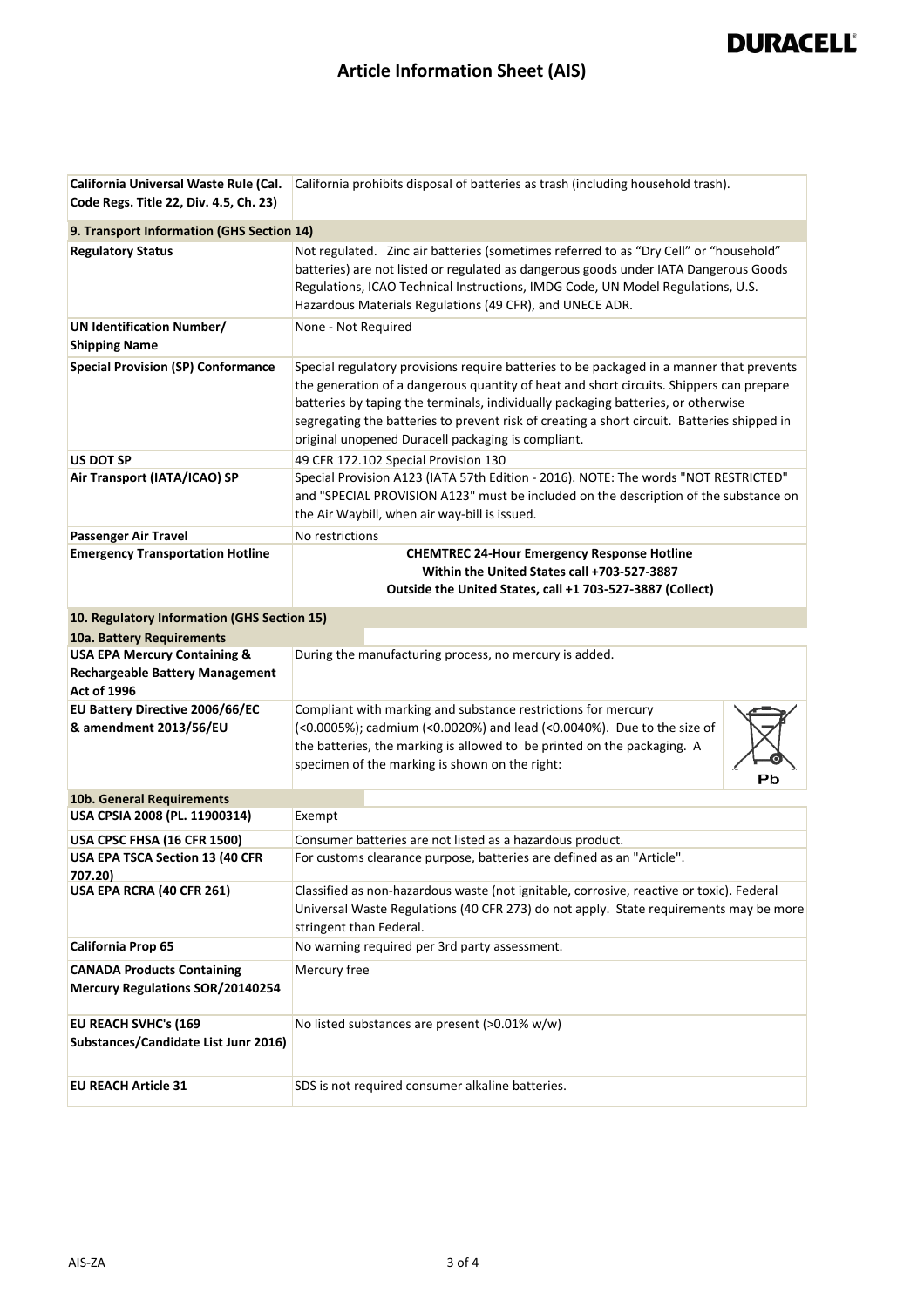# Article Information Sheet (AIS)

| | |
|---|---|
| **California Universal Waste Rule (Cal. Code Regs. Title 22, Div. 4.5, Ch. 23)** | California prohibits disposal of batteries as trash (including household trash). |
| **9. Transport Information (GHS Section 14)** | |
| **Regulatory Status** | Not regulated. Zinc air batteries (sometimes referred to as "Dry Cell" or "household" batteries) are not listed or regulated as dangerous goods under IATA Dangerous Goods Regulations, ICAO Technical Instructions, IMDG Code, UN Model Regulations, U.S. Hazardous Materials Regulations (49 CFR), and UNECE ADR. |
| **UN Identification Number/ Shipping Name** | None - Not Required |
| **Special Provision (SP) Conformance** | Special regulatory provisions require batteries to be packaged in a manner that prevents the generation of a dangerous quantity of heat and short circuits. Shippers can prepare batteries by taping the terminals, individually packaging batteries, or otherwise segregating the batteries to prevent risk of creating a short circuit. Batteries shipped in original unopened Duracell packaging is compliant. |
| **US DOT SP** | 49 CFR 172.102 Special Provision 130 |
| **Air Transport (IATA/ICAO) SP** | Special Provision A123 (IATA 57th Edition - 2016). NOTE: The words "NOT RESTRICTED" and "SPECIAL PROVISION A123" must be included on the description of the substance on the Air Waybill, when air way-bill is issued. |
| **Passenger Air Travel** | No restrictions |
| **Emergency Transportation Hotline** | **CHEMTREC 24-Hour Emergency Response Hotline**<br>**Within the United States call +703-527-3887**<br>**Outside the United States, call +1 703-527-3887 (Collect)** |
| **10. Regulatory Information (GHS Section 15)** | |
| **10a. Battery Requirements** | |
| **USA EPA Mercury Containing & Rechargeable Battery Management Act of 1996** | During the manufacturing process, no mercury is added. |
| **EU Battery Directive 2006/66/EC & amendment 2013/56/EU** | Compliant with marking and substance restrictions for mercury (<0.0005%); cadmium (<0.0020%) and lead (<0.0040%). Due to the size of the batteries, the marking is allowed to be printed on the packaging. A specimen of the marking is shown on the right: Pb |
| **10b. General Requirements** | |
| **USA CPSIA 2008 (PL. 11900314)** | Exempt |
| **USA CPSC FHSA (16 CFR 1500)** | Consumer batteries are not listed as a hazardous product. |
| **USA EPA TSCA Section 13 (40 CFR 707.20)** | For customs clearance purpose, batteries are defined as an "Article". |
| **USA EPA RCRA (40 CFR 261)** | Classified as non-hazardous waste (not ignitable, corrosive, reactive or toxic). Federal Universal Waste Regulations (40 CFR 273) do not apply. State requirements may be more stringent than Federal. |
| **California Prop 65** | No warning required per 3rd party assessment. |
| **CANADA Products Containing Mercury Regulations SOR/20140254** | Mercury free |
| **EU REACH SVHC's (169 Substances/Candidate List Junr 2016)** | No listed substances are present (>0.01% w/w) |
| **EU REACH Article 31** | SDS is not required consumer alkaline batteries. |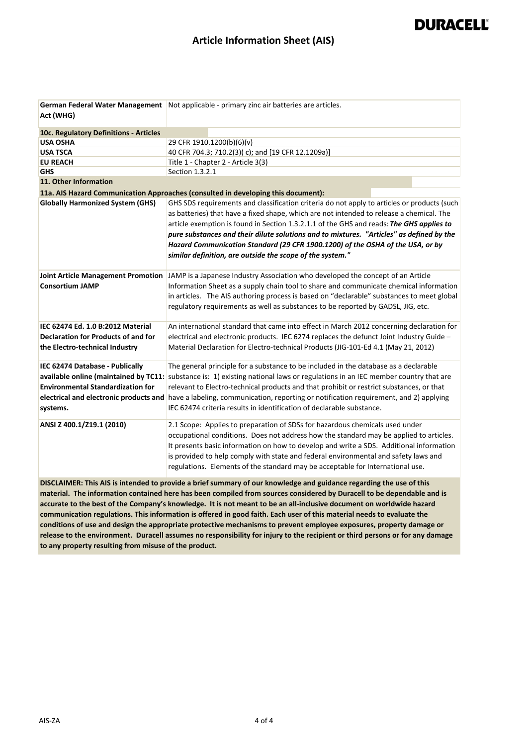| | |
|---|---|
| **German Federal Water Management Act (WHG)** | Not applicable - primary zinc air batteries are articles. |

**10c. Regulatory Definitions - Articles**

| | |
|---|---|
| **USA OSHA** | 29 CFR 1910.1200(b)(6)(v) |
| **USA TSCA** | 40 CFR 704.3; 710.2(3)( c); and [19 CFR 12.1209a)] |
| **EU REACH** | Title 1 - Chapter 2 - Article 3(3) |
| **GHS** | Section 1.3.2.1 |

**11. Other Information**

**11a. AIS Hazard Communication Approaches (consulted in developing this document):**

| | |
|---|---|
| **Globally Harmonized System (GHS)** | GHS SDS requirements and classification criteria do not apply to articles or products (such as batteries) that have a fixed shape, which are not intended to release a chemical. The article exemption is found in Section 1.3.2.1.1 of the GHS and reads: ***The GHS applies to pure substances and their dilute solutions and to mixtures. "Articles" as defined by the Hazard Communication Standard (29 CFR 1900.1200) of the OSHA of the USA, or by similar definition, are outside the scope of the system."*** |
| **Joint Article Management Promotion Consortium JAMP** | JAMP is a Japanese Industry Association who developed the concept of an Article Information Sheet as a supply chain tool to share and communicate chemical information in articles. The AIS authoring process is based on "declarable" substances to meet global regulatory requirements as well as substances to be reported by GADSL, JIG, etc. |
| **IEC 62474 Ed. 1.0 B:2012 Material Declaration for Products of and for the Electro-technical Industry** | An international standard that came into effect in March 2012 concerning declaration for electrical and electronic products. IEC 6274 replaces the defunct Joint Industry Guide – Material Declaration for Electro-technical Products (JIG-101-Ed 4.1 (May 21, 2012) |
| **IEC 62474 Database - Publically available online (maintained by TC11: Environmental Standardization for electrical and electronic products and systems.** | The general principle for a substance to be included in the database as a declarable substance is: 1) existing national laws or regulations in an IEC member country that are relevant to Electro-technical products and that prohibit or restrict substances, or that have a labeling, communication, reporting or notification requirement, and 2) applying IEC 62474 criteria results in identification of declarable substance. |
| **ANSI Z 400.1/Z19.1 (2010)** | 2.1 Scope: Applies to preparation of SDSs for hazardous chemicals used under occupational conditions. Does not address how the standard may be applied to articles. It presents basic information on how to develop and write a SDS. Additional information is provided to help comply with state and federal environmental and safety laws and regulations. Elements of the standard may be acceptable for International use. |

**DISCLAIMER: This AIS is intended to provide a brief summary of our knowledge and guidance regarding the use of this material. The information contained here has been compiled from sources considered by Duracell to be dependable and is accurate to the best of the Company's knowledge. It is not meant to be an all-inclusive document on worldwide hazard communication regulations. This information is offered in good faith. Each user of this material needs to evaluate the conditions of use and design the appropriate protective mechanisms to prevent employee exposures, property damage or release to the environment. Duracell assumes no responsibility for injury to the recipient or third persons or for any damage to any property resulting from misuse of the product.**